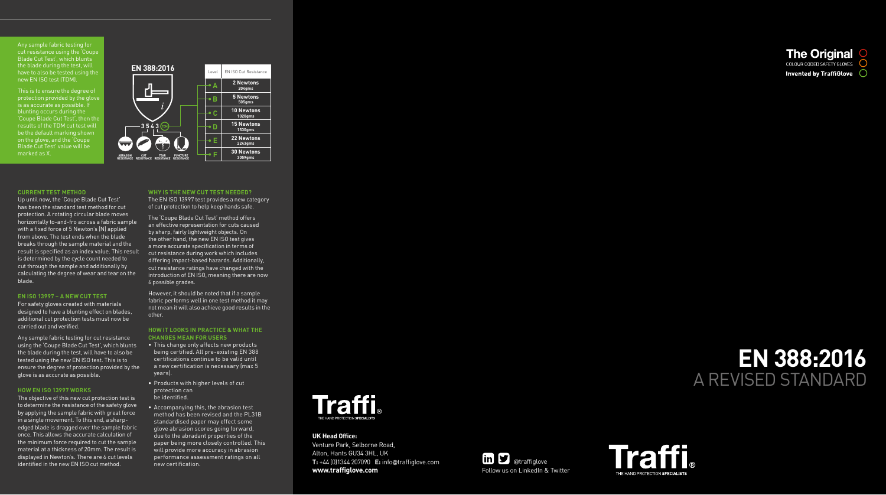Any sample fabric testing for cut resistance using the 'Coupe Blade Cut Test', which blunts the blade during the test, will have to also be tested using the new EN ISO test (TDM).

This is to ensure the degree of protection provided by the glove is as accurate as possible. If blunting occurs during the 'Coupe Blade Cut Test', then the results of the TDM cut test will be the default marking shown on the glove, and the 'Coupe Blade Cut Test' value will be marked as X.

**EN 388:2016**

3 5 4 3 (TDM)

ABRASION RESISTANCE | CUT RESISTANCE | TEAR RESISTANCE | PUNCTURE RESISTANCE

| Level | EN ISO Cut Resistance |
|---|---|
| A | 2 Newtons 204gms |
| B | 5 Newtons 505gms |
| C | 10 Newtons 1020gms |
| D | 15 Newtons 1530gms |
| E | 22 Newtons 2243gms |
| F | 30 Newtons 3059gms |

### CURRENT TEST METHOD

Up until now, the 'Coupe Blade Cut Test' has been the standard test method for cut protection. A rotating circular blade moves horizontally to-and-fro across a fabric sample with a fixed force of 5 Newton's (N) applied from above. The test ends when the blade breaks through the sample material and the result is specified as an index value. This result is determined by the cycle count needed to cut through the sample and additionally by calculating the degree of wear and tear on the blade.

### EN ISO 13997 – A NEW CUT TEST

For safety gloves created with materials designed to have a blunting effect on blades, additional cut protection tests must now be carried out and verified.

Any sample fabric testing for cut resistance using the 'Coupe Blade Cut Test', which blunts the blade during the test, will have to also be tested using the new EN ISO test. This is to ensure the degree of protection provided by the glove is as accurate as possible.

### HOW EN ISO 13997 WORKS

The objective of this new cut protection test is to determine the resistance of the safety glove by applying the sample fabric with great force in a single movement. To this end, a sharp-edged blade is dragged over the sample fabric once. This allows the accurate calculation of the minimum force required to cut the sample material at a thickness of 20mm. The result is displayed in Newton's. There are 6 cut levels identified in the new EN ISO cut method.

### WHY IS THE NEW CUT TEST NEEDED?

The EN ISO 13997 test provides a new category of cut protection to help keep hands safe.

The 'Coupe Blade Cut Test' method offers an effective representation for cuts caused by sharp, fairly lightweight objects. On the other hand, the new EN ISO test gives a more accurate specification in terms of cut resistance during work which includes differing impact-based hazards. Additionally, cut resistance ratings have changed with the introduction of EN ISO, meaning there are now 6 possible grades.

However, it should be noted that if a sample fabric performs well in one test method it may not mean it will also achieve good results in the other.

### HOW IT LOOKS IN PRACTICE & WHAT THE CHANGES MEAN FOR USERS

- This change only affects new products being certified. All pre-existing EN 388 certifications continue to be valid until a new certification is necessary (max 5 years).
- Products with higher levels of cut protection can be identified.
- Accompanying this, the abrasion test method has been revised and the PL31B standardised paper may effect some glove abrasion scores going forward, due to the abradant properties of the paper being more closely controlled. This will provide more accuracy in abrasion performance assessment ratings on all new certification.

Traffi® THE HAND PROTECTION SPECIALISTS

**UK Head Office:**
Venture Park, Selborne Road,
Alton, Hants GU34 3HL, UK
**T:** +44 (0)1344 207090 **E:** info@traffiglove.com
**www.traffiglove.com**

@traffiglove
Follow us on LinkedIn & Twitter

**The Original**
COLOUR CODED SAFETY GLOVES
**Invented by TraffiGlove**

# EN 388:2016
## A REVISED STANDARD

Traffi® THE HAND PROTECTION SPECIALISTS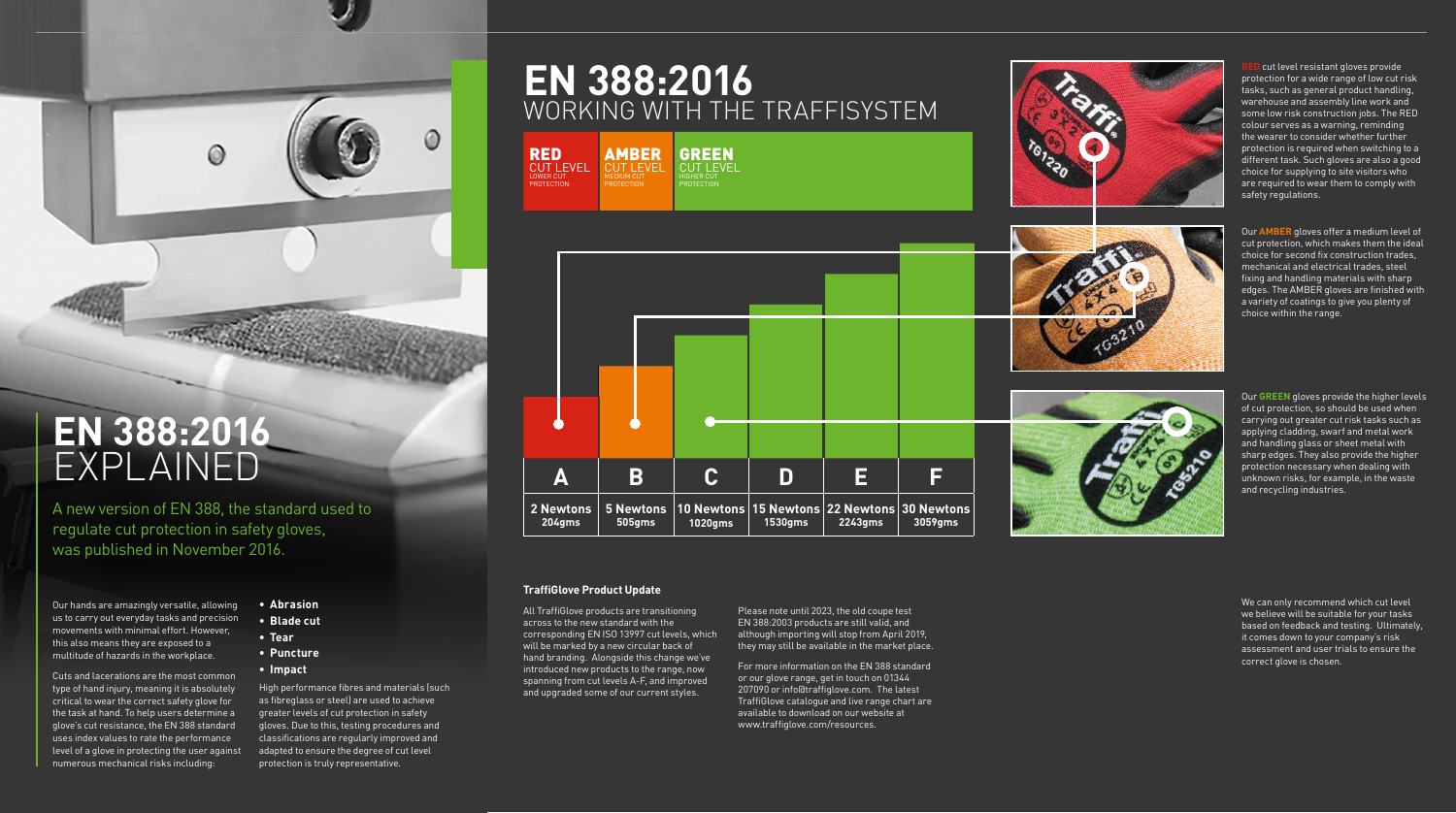# EN 388:2016 EXPLAINED

A new version of EN 388, the standard used to regulate cut protection in safety gloves, was published in November 2016.

Our hands are amazingly versatile, allowing us to carry out everyday tasks and precision movements with minimal effort. However, this also means they are exposed to a multitude of hazards in the workplace.

Cuts and lacerations are the most common type of hand injury, meaning it is absolutely critical to wear the correct safety glove for the task at hand. To help users determine a glove's cut resistance, the EN 388 standard uses index values to rate the performance level of a glove in protecting the user against numerous mechanical risks including:

- **Abrasion**
- **Blade cut**
- **Tear**
- **Puncture**
- **Impact**

High performance fibres and materials (such as fibreglass or steel) are used to achieve greater levels of cut protection in safety gloves. Due to this, testing procedures and classifications are regularly improved and adapted to ensure the degree of cut level protection is truly representative.

# EN 388:2016
## WORKING WITH THE TRAFFISYSTEM

**RED** CUT LEVEL
LOWER CUT PROTECTION

**AMBER** CUT LEVEL
MEDIUM CUT PROTECTION

**GREEN** CUT LEVEL
HIGHER CUT PROTECTION

**A** 2 Newtons 204gms
**B** 5 Newtons 505gms
**C** 10 Newtons 1020gms
**D** 15 Newtons 1530gms
**E** 22 Newtons 2243gms
**F** 30 Newtons 3059gms

**RED** cut level resistant gloves provide protection for a wide range of low cut risk tasks, such as general product handling, warehouse and assembly line work and some low risk construction jobs. The RED colour serves as a warning, reminding the wearer to consider whether further protection is required when switching to a different task. Such gloves are also a good choice for supplying to site visitors who are required to wear them to comply with safety regulations.

Our **AMBER** gloves offer a medium level of cut protection, which makes them the ideal choice for second fix construction trades, mechanical and electrical trades, steel fixing and handling materials with sharp edges. The AMBER gloves are finished with a variety of coatings to give you plenty of choice within the range.

Our **GREEN** gloves provide the higher levels of cut protection, so should be used when carrying out greater cut risk tasks such as applying cladding, swarf and metal work and handling glass or sheet metal with sharp edges. They also provide the higher protection necessary when dealing with unknown risks, for example, in the waste and recycling industries.

### TraffiGlove Product Update

All TraffiGlove products are transitioning across to the new standard with the corresponding EN ISO 13997 cut levels, which will be marked by a new circular back of hand branding. Alongside this change we've introduced new products to the range, now spanning from cut levels A-F, and improved and upgraded some of our current styles.

Please note until 2023, the old coupe test EN 388:2003 products are still valid, and although importing will stop from April 2019, they may still be available in the market place.

For more information on the EN 388 standard or our glove range, get in touch on 01344 207090 or info@traffiglove.com. The latest TraffiGlove catalogue and live range chart are available to download on our website at www.traffiglove.com/resources.

We can only recommend which cut level we believe will be suitable for your tasks based on feedback and testing. Ultimately, it comes down to your company's risk assessment and user trials to ensure the correct glove is chosen.